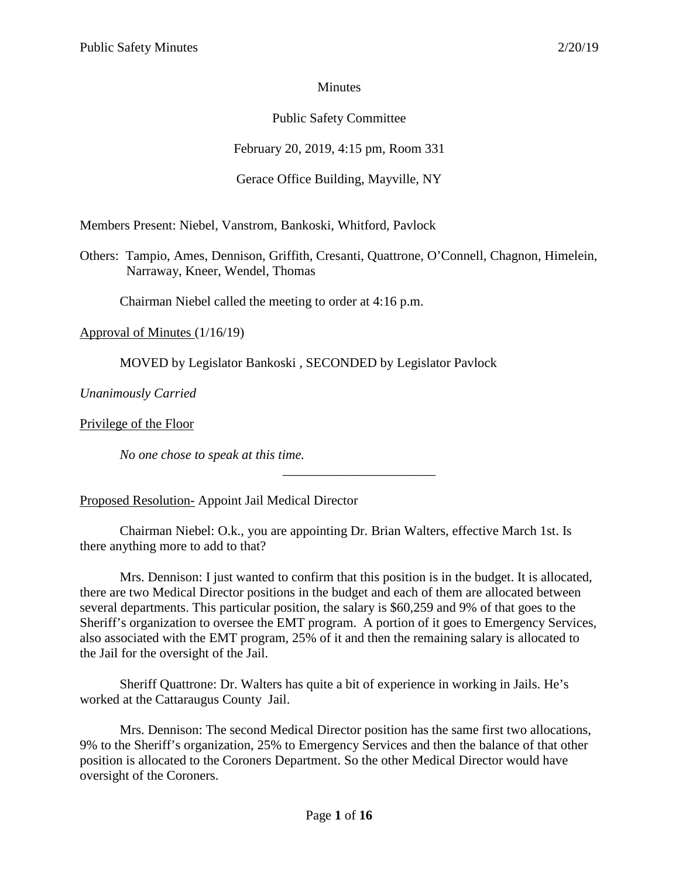Minutes

Public Safety Committee

February 20, 2019, 4:15 pm, Room 331

Gerace Office Building, Mayville, NY

Members Present: Niebel, Vanstrom, Bankoski, Whitford, Pavlock

Others: Tampio, Ames, Dennison, Griffith, Cresanti, Quattrone, O'Connell, Chagnon, Himelein, Narraway, Kneer, Wendel, Thomas

Chairman Niebel called the meeting to order at 4:16 p.m.

Approval of Minutes (1/16/19)

MOVED by Legislator Bankoski , SECONDED by Legislator Pavlock

*Unanimously Carried*

Privilege of the Floor

*No one chose to speak at this time.*

---

Proposed Resolution- Appoint Jail Medical Director

Chairman Niebel: O.k., you are appointing Dr. Brian Walters, effective March 1st. Is there anything more to add to that?

Mrs. Dennison: I just wanted to confirm that this position is in the budget. It is allocated, there are two Medical Director positions in the budget and each of them are allocated between several departments. This particular position, the salary is $60,259 and 9% of that goes to the Sheriff's organization to oversee the EMT program. A portion of it goes to Emergency Services, also associated with the EMT program, 25% of it and then the remaining salary is allocated to the Jail for the oversight of the Jail.

Sheriff Quattrone: Dr. Walters has quite a bit of experience in working in Jails. He's worked at the Cattaraugus County Jail.

Mrs. Dennison: The second Medical Director position has the same first two allocations, 9% to the Sheriff's organization, 25% to Emergency Services and then the balance of that other position is allocated to the Coroners Department. So the other Medical Director would have oversight of the Coroners.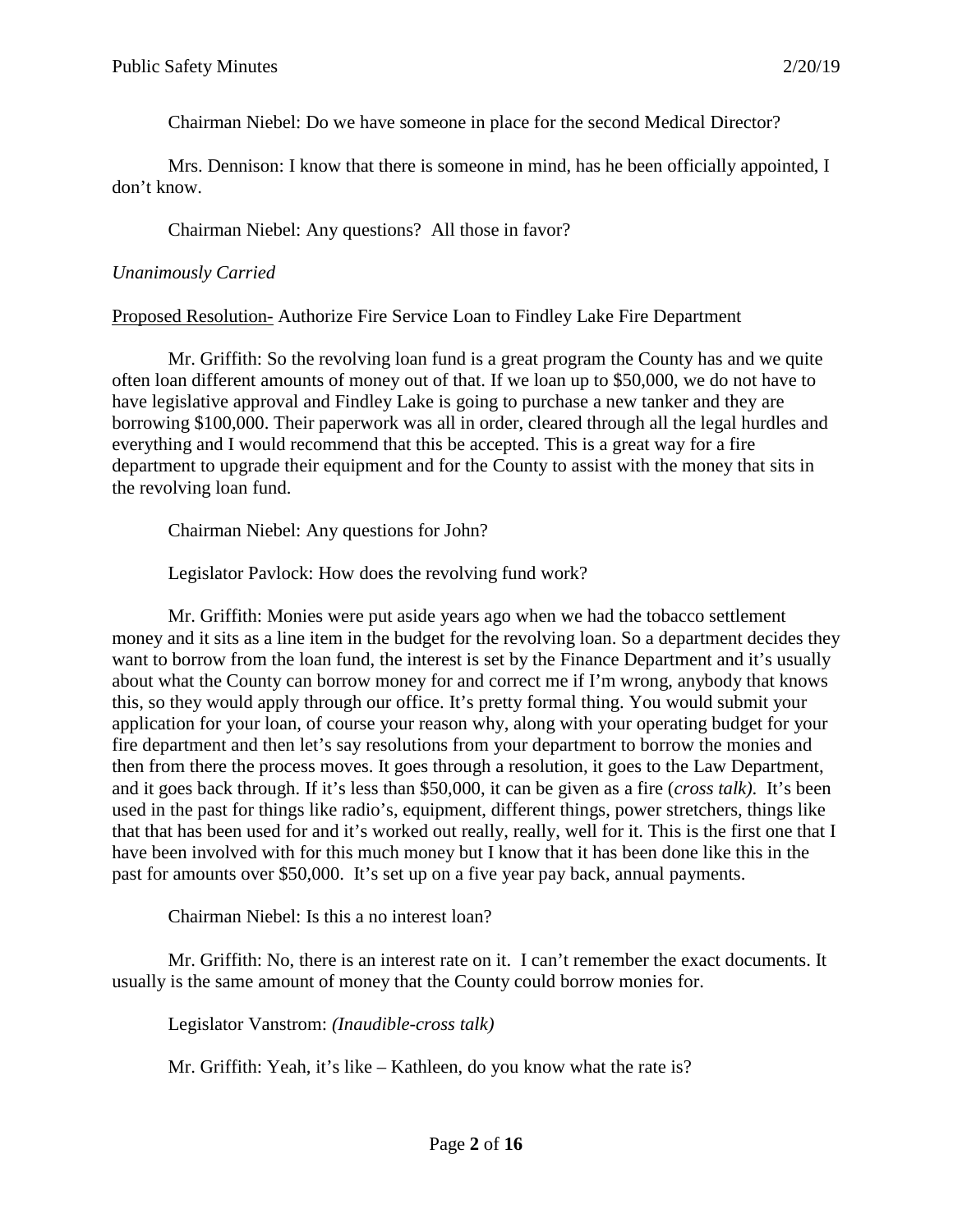Chairman Niebel: Do we have someone in place for the second Medical Director?

Mrs. Dennison: I know that there is someone in mind, has he been officially appointed, I don't know.

Chairman Niebel: Any questions? All those in favor?

*Unanimously Carried*

<u>Proposed Resolution-</u> Authorize Fire Service Loan to Findley Lake Fire Department

Mr. Griffith: So the revolving loan fund is a great program the County has and we quite often loan different amounts of money out of that. If we loan up to $50,000, we do not have to have legislative approval and Findley Lake is going to purchase a new tanker and they are borrowing $100,000. Their paperwork was all in order, cleared through all the legal hurdles and everything and I would recommend that this be accepted. This is a great way for a fire department to upgrade their equipment and for the County to assist with the money that sits in the revolving loan fund.

Chairman Niebel: Any questions for John?

Legislator Pavlock: How does the revolving fund work?

Mr. Griffith: Monies were put aside years ago when we had the tobacco settlement money and it sits as a line item in the budget for the revolving loan. So a department decides they want to borrow from the loan fund, the interest is set by the Finance Department and it's usually about what the County can borrow money for and correct me if I'm wrong, anybody that knows this, so they would apply through our office. It's pretty formal thing. You would submit your application for your loan, of course your reason why, along with your operating budget for your fire department and then let's say resolutions from your department to borrow the monies and then from there the process moves. It goes through a resolution, it goes to the Law Department, and it goes back through. If it's less than $50,000, it can be given as a fire (*cross talk)*. It's been used in the past for things like radio's, equipment, different things, power stretchers, things like that that has been used for and it's worked out really, really, well for it. This is the first one that I have been involved with for this much money but I know that it has been done like this in the past for amounts over $50,000. It's set up on a five year pay back, annual payments.

Chairman Niebel: Is this a no interest loan?

Mr. Griffith: No, there is an interest rate on it. I can't remember the exact documents. It usually is the same amount of money that the County could borrow monies for.

Legislator Vanstrom: *(Inaudible-cross talk)*

Mr. Griffith: Yeah, it's like – Kathleen, do you know what the rate is?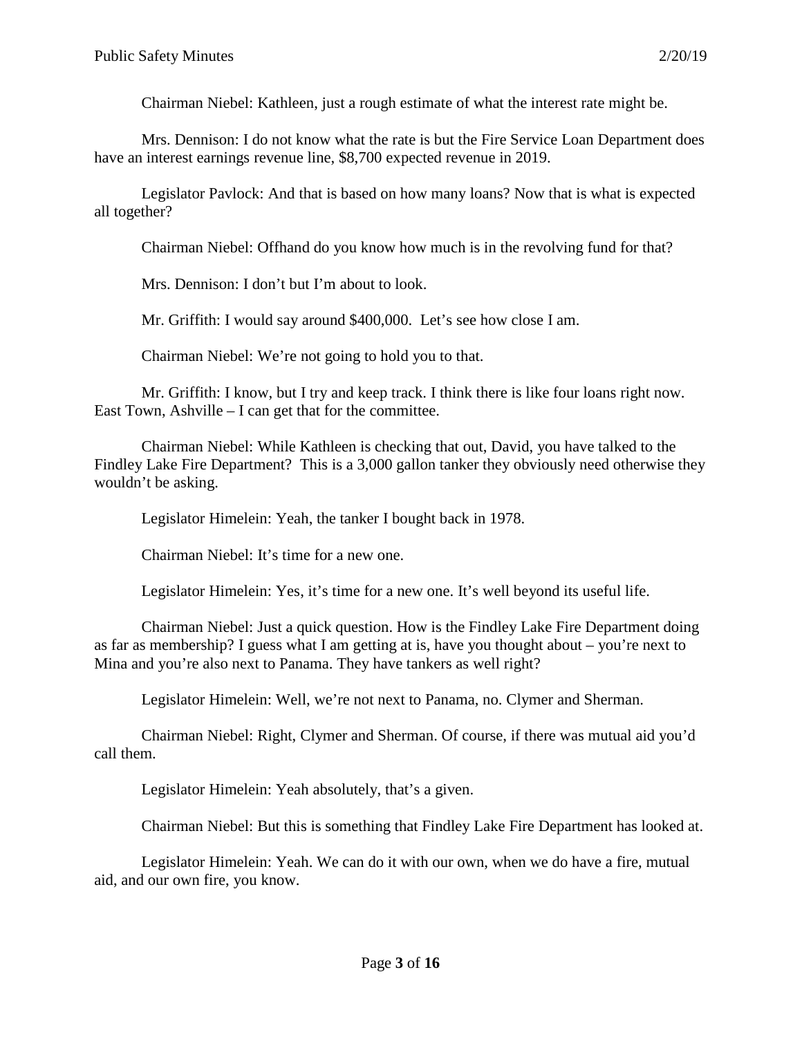Chairman Niebel: Kathleen, just a rough estimate of what the interest rate might be.

Mrs. Dennison: I do not know what the rate is but the Fire Service Loan Department does have an interest earnings revenue line, $8,700 expected revenue in 2019.

Legislator Pavlock: And that is based on how many loans? Now that is what is expected all together?

Chairman Niebel: Offhand do you know how much is in the revolving fund for that?

Mrs. Dennison: I don't but I'm about to look.

Mr. Griffith: I would say around $400,000. Let's see how close I am.

Chairman Niebel: We're not going to hold you to that.

Mr. Griffith: I know, but I try and keep track. I think there is like four loans right now. East Town, Ashville – I can get that for the committee.

Chairman Niebel: While Kathleen is checking that out, David, you have talked to the Findley Lake Fire Department? This is a 3,000 gallon tanker they obviously need otherwise they wouldn't be asking.

Legislator Himelein: Yeah, the tanker I bought back in 1978.

Chairman Niebel: It's time for a new one.

Legislator Himelein: Yes, it's time for a new one. It's well beyond its useful life.

Chairman Niebel: Just a quick question. How is the Findley Lake Fire Department doing as far as membership? I guess what I am getting at is, have you thought about – you're next to Mina and you're also next to Panama. They have tankers as well right?

Legislator Himelein: Well, we're not next to Panama, no. Clymer and Sherman.

Chairman Niebel: Right, Clymer and Sherman. Of course, if there was mutual aid you'd call them.

Legislator Himelein: Yeah absolutely, that's a given.

Chairman Niebel: But this is something that Findley Lake Fire Department has looked at.

Legislator Himelein: Yeah. We can do it with our own, when we do have a fire, mutual aid, and our own fire, you know.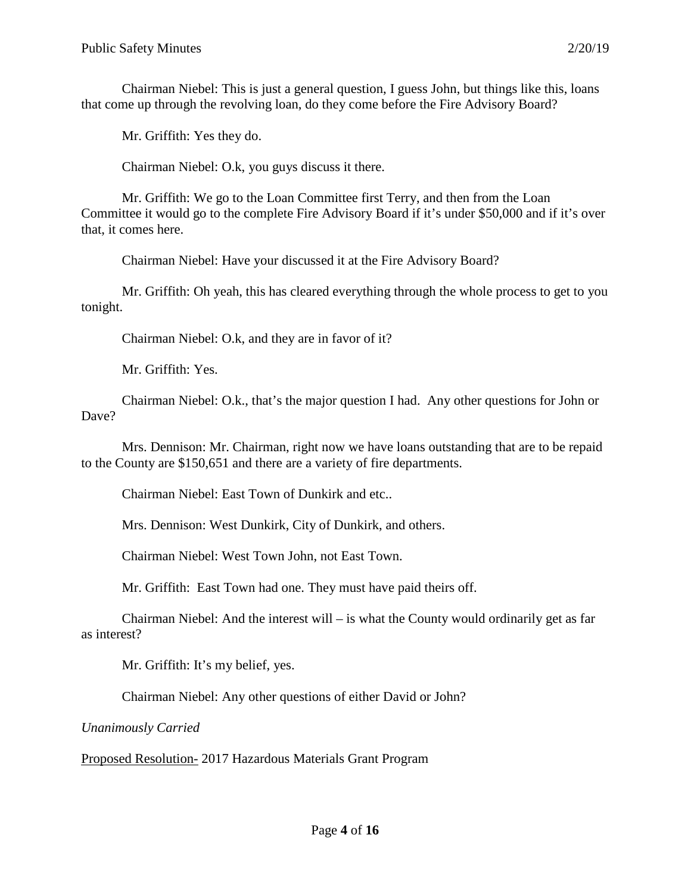Chairman Niebel: This is just a general question, I guess John, but things like this, loans that come up through the revolving loan, do they come before the Fire Advisory Board?

Mr. Griffith: Yes they do.

Chairman Niebel: O.k, you guys discuss it there.

Mr. Griffith: We go to the Loan Committee first Terry, and then from the Loan Committee it would go to the complete Fire Advisory Board if it's under $50,000 and if it's over that, it comes here.

Chairman Niebel: Have your discussed it at the Fire Advisory Board?

Mr. Griffith: Oh yeah, this has cleared everything through the whole process to get to you tonight.

Chairman Niebel: O.k, and they are in favor of it?

Mr. Griffith: Yes.

Chairman Niebel: O.k., that's the major question I had. Any other questions for John or Dave?

Mrs. Dennison: Mr. Chairman, right now we have loans outstanding that are to be repaid to the County are $150,651 and there are a variety of fire departments.

Chairman Niebel: East Town of Dunkirk and etc..

Mrs. Dennison: West Dunkirk, City of Dunkirk, and others.

Chairman Niebel: West Town John, not East Town.

Mr. Griffith: East Town had one. They must have paid theirs off.

Chairman Niebel: And the interest will – is what the County would ordinarily get as far as interest?

Mr. Griffith: It's my belief, yes.

Chairman Niebel: Any other questions of either David or John?

*Unanimously Carried*

Proposed Resolution- 2017 Hazardous Materials Grant Program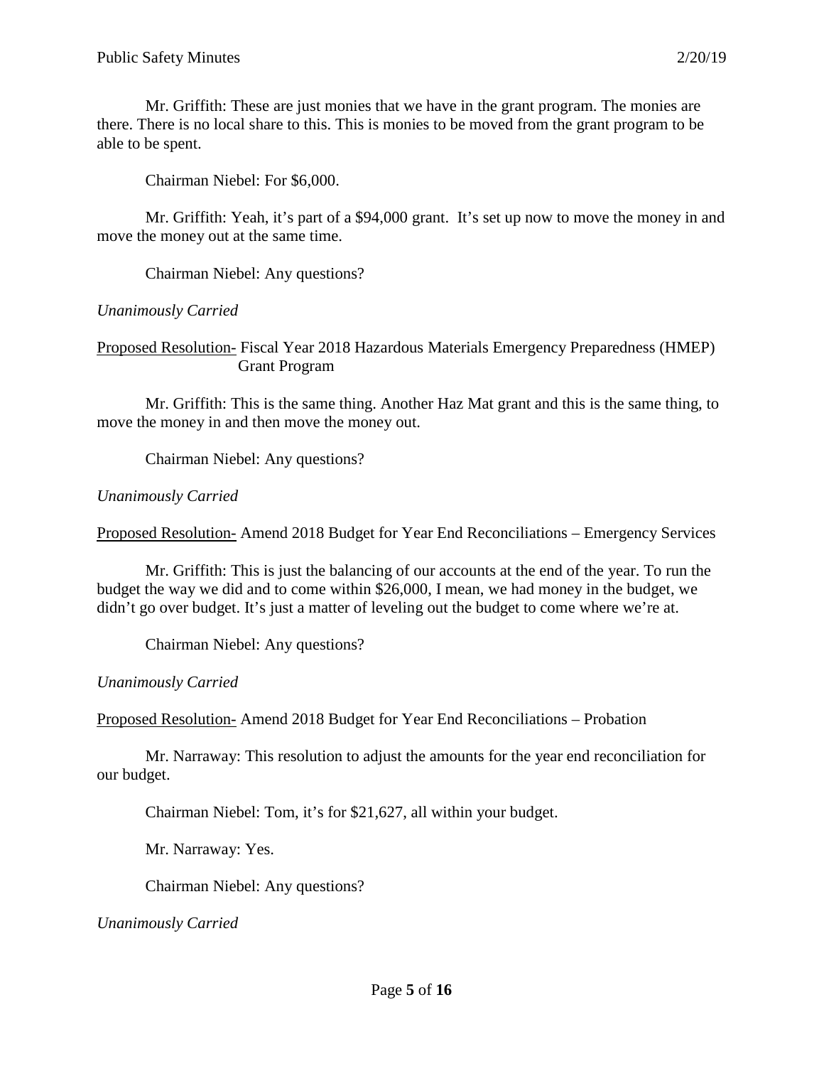Mr. Griffith: These are just monies that we have in the grant program. The monies are there. There is no local share to this. This is monies to be moved from the grant program to be able to be spent.

Chairman Niebel: For $6,000.

Mr. Griffith: Yeah, it's part of a $94,000 grant. It's set up now to move the money in and move the money out at the same time.

Chairman Niebel: Any questions?

*Unanimously Carried*

Proposed Resolution- Fiscal Year 2018 Hazardous Materials Emergency Preparedness (HMEP) Grant Program

Mr. Griffith: This is the same thing. Another Haz Mat grant and this is the same thing, to move the money in and then move the money out.

Chairman Niebel: Any questions?

*Unanimously Carried*

Proposed Resolution- Amend 2018 Budget for Year End Reconciliations – Emergency Services

Mr. Griffith: This is just the balancing of our accounts at the end of the year. To run the budget the way we did and to come within $26,000, I mean, we had money in the budget, we didn't go over budget. It's just a matter of leveling out the budget to come where we're at.

Chairman Niebel: Any questions?

*Unanimously Carried*

Proposed Resolution- Amend 2018 Budget for Year End Reconciliations – Probation

Mr. Narraway: This resolution to adjust the amounts for the year end reconciliation for our budget.

Chairman Niebel: Tom, it's for $21,627, all within your budget.

Mr. Narraway: Yes.

Chairman Niebel: Any questions?

*Unanimously Carried*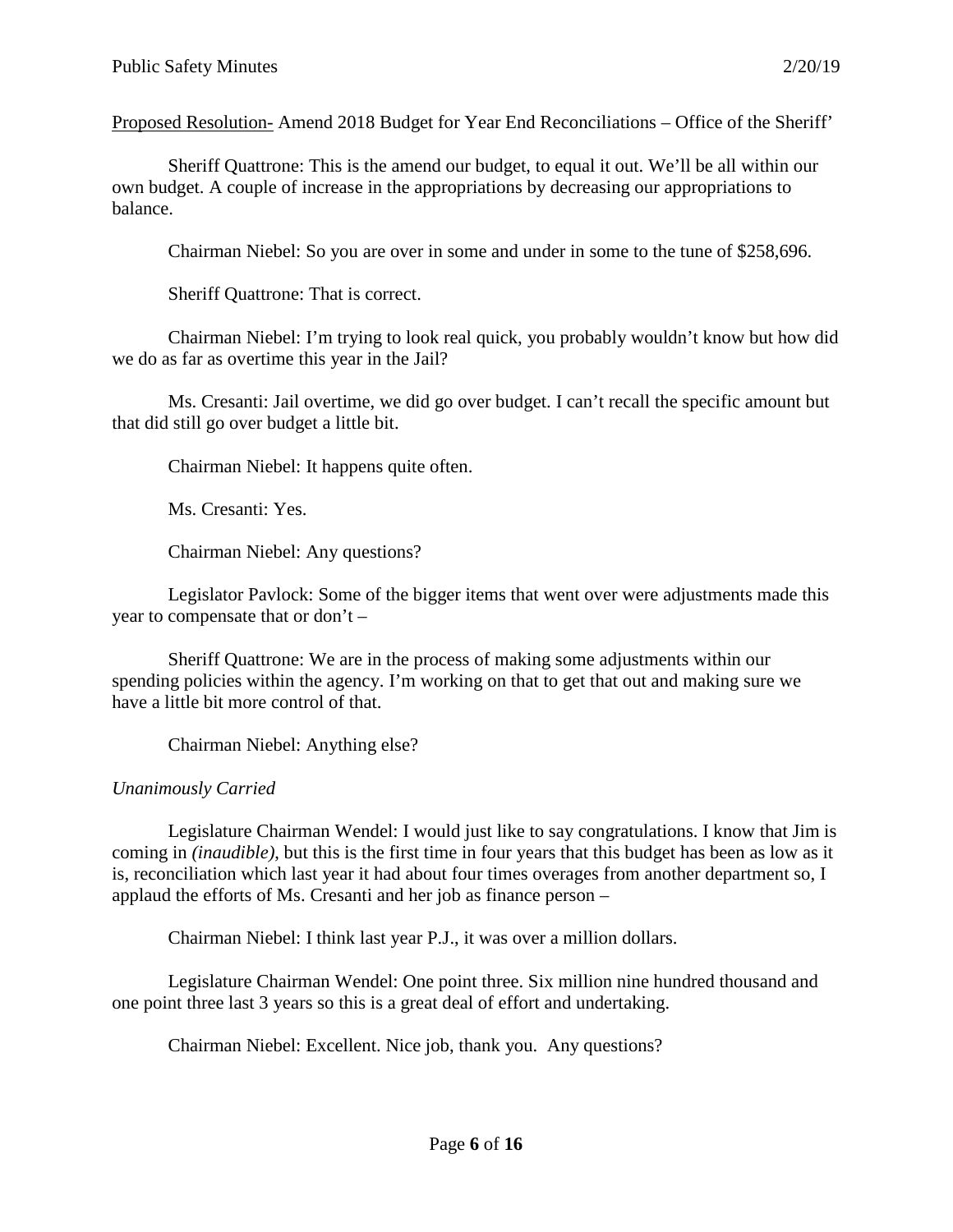<u>Proposed Resolution-</u> Amend 2018 Budget for Year End Reconciliations – Office of the Sheriff'

Sheriff Quattrone: This is the amend our budget, to equal it out. We'll be all within our own budget. A couple of increase in the appropriations by decreasing our appropriations to balance.

Chairman Niebel: So you are over in some and under in some to the tune of $258,696.

Sheriff Quattrone: That is correct.

Chairman Niebel: I'm trying to look real quick, you probably wouldn't know but how did we do as far as overtime this year in the Jail?

Ms. Cresanti: Jail overtime, we did go over budget. I can't recall the specific amount but that did still go over budget a little bit.

Chairman Niebel: It happens quite often.

Ms. Cresanti: Yes.

Chairman Niebel: Any questions?

Legislator Pavlock: Some of the bigger items that went over were adjustments made this year to compensate that or don't –

Sheriff Quattrone: We are in the process of making some adjustments within our spending policies within the agency. I'm working on that to get that out and making sure we have a little bit more control of that.

Chairman Niebel: Anything else?

*Unanimously Carried*

Legislature Chairman Wendel: I would just like to say congratulations. I know that Jim is coming in *(inaudible)*, but this is the first time in four years that this budget has been as low as it is, reconciliation which last year it had about four times overages from another department so, I applaud the efforts of Ms. Cresanti and her job as finance person –

Chairman Niebel: I think last year P.J., it was over a million dollars.

Legislature Chairman Wendel: One point three. Six million nine hundred thousand and one point three last 3 years so this is a great deal of effort and undertaking.

Chairman Niebel: Excellent. Nice job, thank you. Any questions?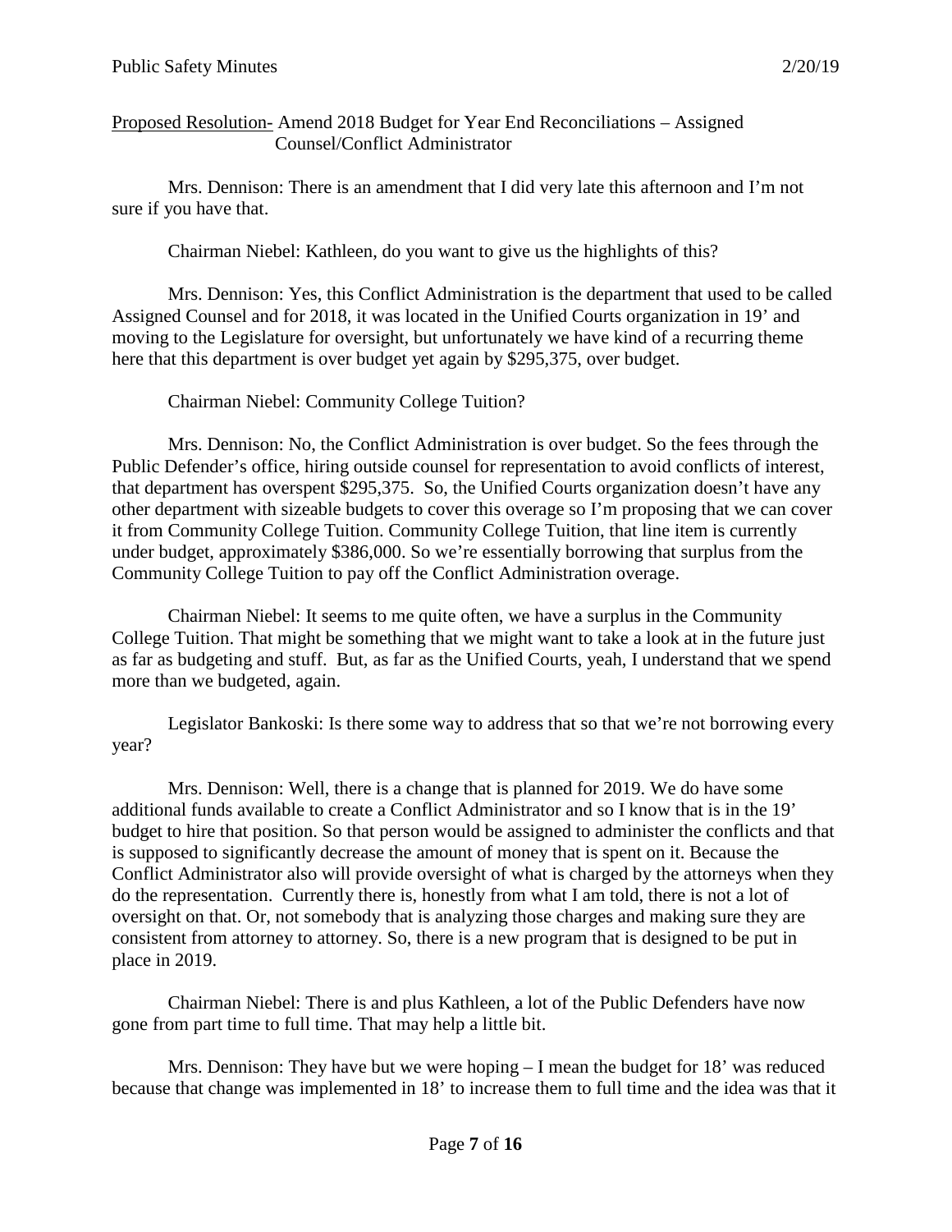<u>Proposed Resolution-</u> Amend 2018 Budget for Year End Reconciliations – Assigned Counsel/Conflict Administrator

Mrs. Dennison: There is an amendment that I did very late this afternoon and I'm not sure if you have that.

Chairman Niebel: Kathleen, do you want to give us the highlights of this?

Mrs. Dennison: Yes, this Conflict Administration is the department that used to be called Assigned Counsel and for 2018, it was located in the Unified Courts organization in 19' and moving to the Legislature for oversight, but unfortunately we have kind of a recurring theme here that this department is over budget yet again by $295,375, over budget.

Chairman Niebel: Community College Tuition?

Mrs. Dennison: No, the Conflict Administration is over budget. So the fees through the Public Defender's office, hiring outside counsel for representation to avoid conflicts of interest, that department has overspent $295,375. So, the Unified Courts organization doesn't have any other department with sizeable budgets to cover this overage so I'm proposing that we can cover it from Community College Tuition. Community College Tuition, that line item is currently under budget, approximately $386,000. So we're essentially borrowing that surplus from the Community College Tuition to pay off the Conflict Administration overage.

Chairman Niebel: It seems to me quite often, we have a surplus in the Community College Tuition. That might be something that we might want to take a look at in the future just as far as budgeting and stuff. But, as far as the Unified Courts, yeah, I understand that we spend more than we budgeted, again.

Legislator Bankoski: Is there some way to address that so that we're not borrowing every year?

Mrs. Dennison: Well, there is a change that is planned for 2019. We do have some additional funds available to create a Conflict Administrator and so I know that is in the 19' budget to hire that position. So that person would be assigned to administer the conflicts and that is supposed to significantly decrease the amount of money that is spent on it. Because the Conflict Administrator also will provide oversight of what is charged by the attorneys when they do the representation. Currently there is, honestly from what I am told, there is not a lot of oversight on that. Or, not somebody that is analyzing those charges and making sure they are consistent from attorney to attorney. So, there is a new program that is designed to be put in place in 2019.

Chairman Niebel: There is and plus Kathleen, a lot of the Public Defenders have now gone from part time to full time. That may help a little bit.

Mrs. Dennison: They have but we were hoping – I mean the budget for 18' was reduced because that change was implemented in 18' to increase them to full time and the idea was that it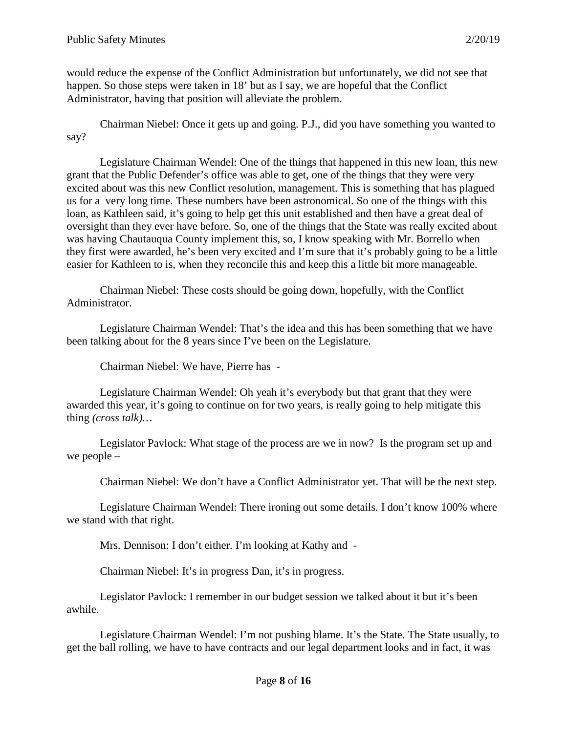would reduce the expense of the Conflict Administration but unfortunately, we did not see that happen. So those steps were taken in 18' but as I say, we are hopeful that the Conflict Administrator, having that position will alleviate the problem.

Chairman Niebel: Once it gets up and going. P.J., did you have something you wanted to say?

Legislature Chairman Wendel: One of the things that happened in this new loan, this new grant that the Public Defender's office was able to get, one of the things that they were very excited about was this new Conflict resolution, management. This is something that has plagued us for a very long time. These numbers have been astronomical. So one of the things with this loan, as Kathleen said, it's going to help get this unit established and then have a great deal of oversight than they ever have before. So, one of the things that the State was really excited about was having Chautauqua County implement this, so, I know speaking with Mr. Borrello when they first were awarded, he's been very excited and I'm sure that it's probably going to be a little easier for Kathleen to is, when they reconcile this and keep this a little bit more manageable.

Chairman Niebel: These costs should be going down, hopefully, with the Conflict Administrator.

Legislature Chairman Wendel: That's the idea and this has been something that we have been talking about for the 8 years since I've been on the Legislature.

Chairman Niebel: We have, Pierre has -

Legislature Chairman Wendel: Oh yeah it's everybody but that grant that they were awarded this year, it's going to continue on for two years, is really going to help mitigate this thing *(cross talk)…*

Legislator Pavlock: What stage of the process are we in now? Is the program set up and we people –

Chairman Niebel: We don't have a Conflict Administrator yet. That will be the next step.

Legislature Chairman Wendel: There ironing out some details. I don't know 100% where we stand with that right.

Mrs. Dennison: I don't either. I'm looking at Kathy and -

Chairman Niebel: It's in progress Dan, it's in progress.

Legislator Pavlock: I remember in our budget session we talked about it but it's been awhile.

Legislature Chairman Wendel: I'm not pushing blame. It's the State. The State usually, to get the ball rolling, we have to have contracts and our legal department looks and in fact, it was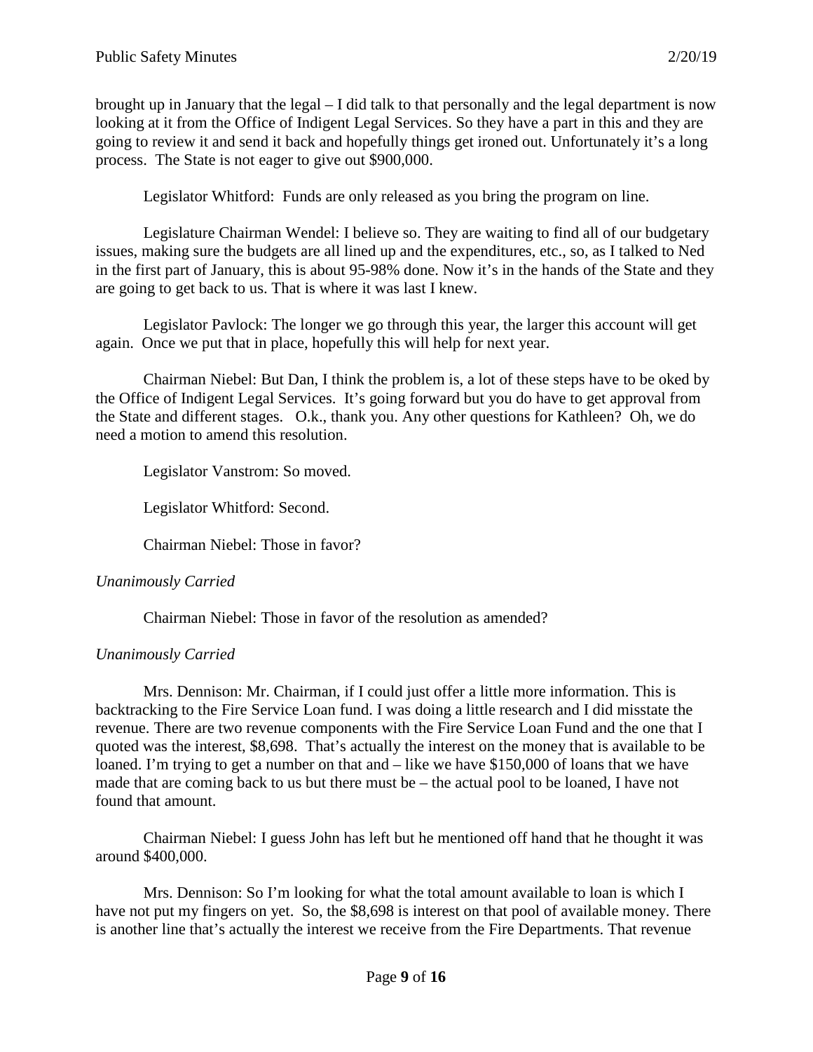brought up in January that the legal – I did talk to that personally and the legal department is now looking at it from the Office of Indigent Legal Services. So they have a part in this and they are going to review it and send it back and hopefully things get ironed out. Unfortunately it's a long process. The State is not eager to give out $900,000.

Legislator Whitford: Funds are only released as you bring the program on line.

Legislature Chairman Wendel: I believe so. They are waiting to find all of our budgetary issues, making sure the budgets are all lined up and the expenditures, etc., so, as I talked to Ned in the first part of January, this is about 95-98% done. Now it's in the hands of the State and they are going to get back to us. That is where it was last I knew.

Legislator Pavlock: The longer we go through this year, the larger this account will get again. Once we put that in place, hopefully this will help for next year.

Chairman Niebel: But Dan, I think the problem is, a lot of these steps have to be oked by the Office of Indigent Legal Services. It's going forward but you do have to get approval from the State and different stages. O.k., thank you. Any other questions for Kathleen? Oh, we do need a motion to amend this resolution.

Legislator Vanstrom: So moved.

Legislator Whitford: Second.

Chairman Niebel: Those in favor?

*Unanimously Carried*

Chairman Niebel: Those in favor of the resolution as amended?

*Unanimously Carried*

Mrs. Dennison: Mr. Chairman, if I could just offer a little more information. This is backtracking to the Fire Service Loan fund. I was doing a little research and I did misstate the revenue. There are two revenue components with the Fire Service Loan Fund and the one that I quoted was the interest, $8,698. That's actually the interest on the money that is available to be loaned. I'm trying to get a number on that and – like we have $150,000 of loans that we have made that are coming back to us but there must be – the actual pool to be loaned, I have not found that amount.

Chairman Niebel: I guess John has left but he mentioned off hand that he thought it was around $400,000.

Mrs. Dennison: So I'm looking for what the total amount available to loan is which I have not put my fingers on yet. So, the $8,698 is interest on that pool of available money. There is another line that's actually the interest we receive from the Fire Departments. That revenue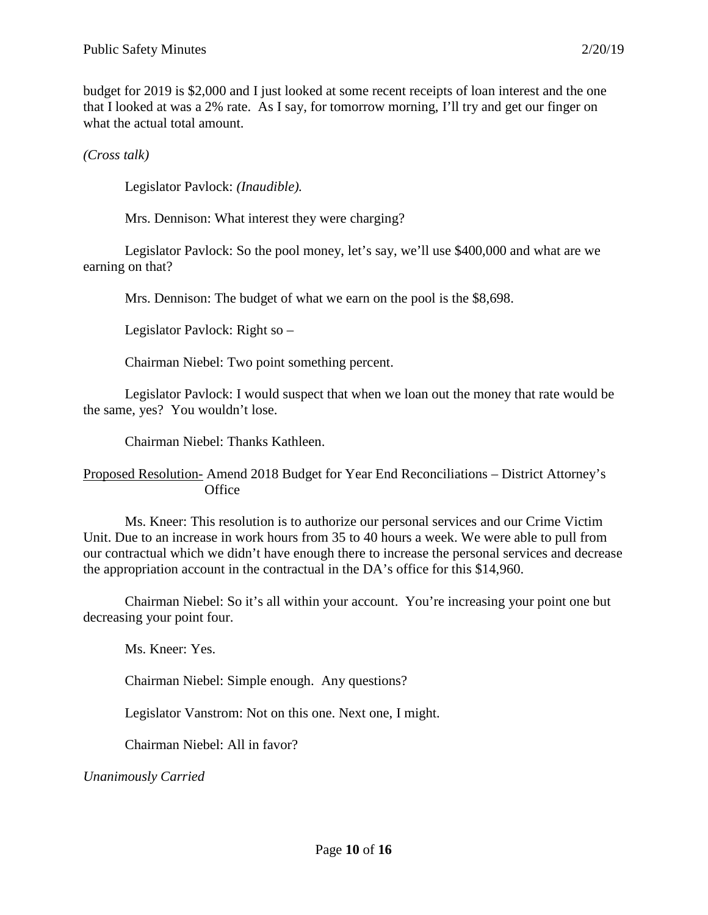budget for 2019 is $2,000 and I just looked at some recent receipts of loan interest and the one that I looked at was a 2% rate. As I say, for tomorrow morning, I'll try and get our finger on what the actual total amount.

*(Cross talk)*

Legislator Pavlock: *(Inaudible).*

Mrs. Dennison: What interest they were charging?

Legislator Pavlock: So the pool money, let's say, we'll use $400,000 and what are we earning on that?

Mrs. Dennison: The budget of what we earn on the pool is the $8,698.

Legislator Pavlock: Right so –

Chairman Niebel: Two point something percent.

Legislator Pavlock: I would suspect that when we loan out the money that rate would be the same, yes? You wouldn't lose.

Chairman Niebel: Thanks Kathleen.

<u>Proposed Resolution-</u> Amend 2018 Budget for Year End Reconciliations – District Attorney's Office

Ms. Kneer: This resolution is to authorize our personal services and our Crime Victim Unit. Due to an increase in work hours from 35 to 40 hours a week. We were able to pull from our contractual which we didn't have enough there to increase the personal services and decrease the appropriation account in the contractual in the DA's office for this $14,960.

Chairman Niebel: So it's all within your account. You're increasing your point one but decreasing your point four.

Ms. Kneer: Yes.

Chairman Niebel: Simple enough. Any questions?

Legislator Vanstrom: Not on this one. Next one, I might.

Chairman Niebel: All in favor?

*Unanimously Carried*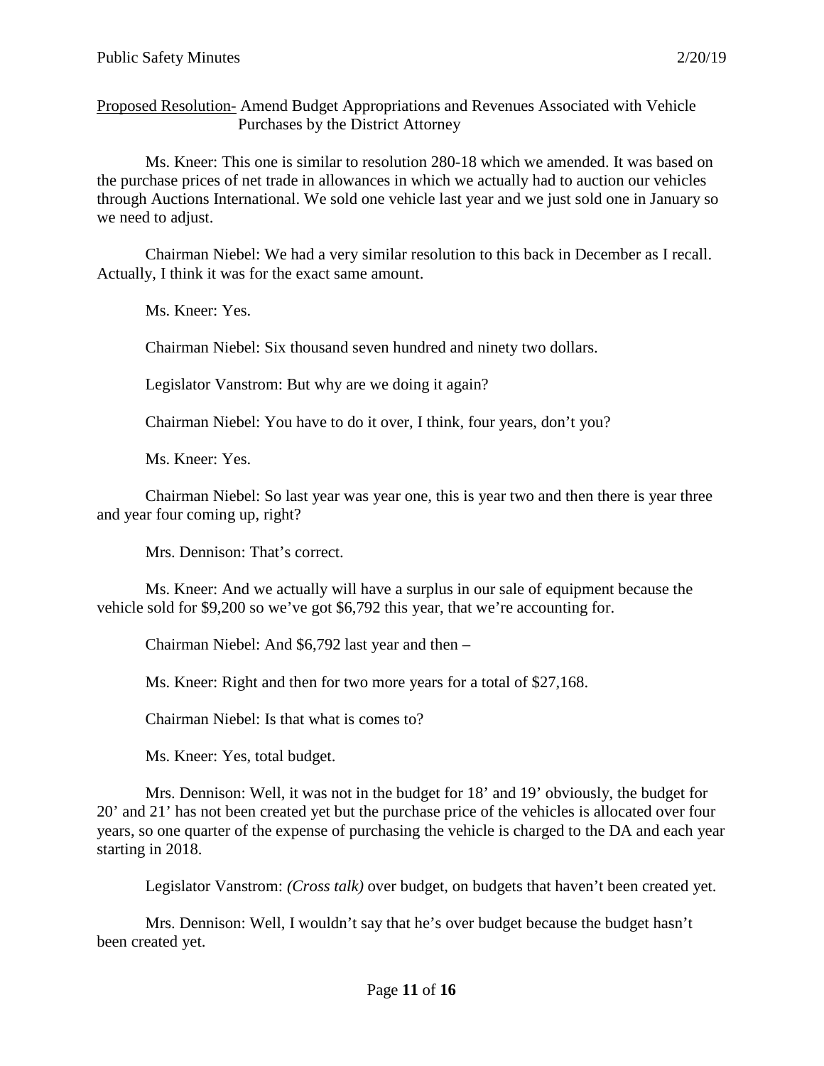Proposed Resolution- Amend Budget Appropriations and Revenues Associated with Vehicle Purchases by the District Attorney

Ms. Kneer: This one is similar to resolution 280-18 which we amended. It was based on the purchase prices of net trade in allowances in which we actually had to auction our vehicles through Auctions International. We sold one vehicle last year and we just sold one in January so we need to adjust.

Chairman Niebel: We had a very similar resolution to this back in December as I recall. Actually, I think it was for the exact same amount.

Ms. Kneer: Yes.

Chairman Niebel: Six thousand seven hundred and ninety two dollars.

Legislator Vanstrom: But why are we doing it again?

Chairman Niebel: You have to do it over, I think, four years, don't you?

Ms. Kneer: Yes.

Chairman Niebel: So last year was year one, this is year two and then there is year three and year four coming up, right?

Mrs. Dennison: That's correct.

Ms. Kneer: And we actually will have a surplus in our sale of equipment because the vehicle sold for $9,200 so we've got $6,792 this year, that we're accounting for.

Chairman Niebel: And $6,792 last year and then –

Ms. Kneer: Right and then for two more years for a total of $27,168.

Chairman Niebel: Is that what is comes to?

Ms. Kneer: Yes, total budget.

Mrs. Dennison: Well, it was not in the budget for 18' and 19' obviously, the budget for 20' and 21' has not been created yet but the purchase price of the vehicles is allocated over four years, so one quarter of the expense of purchasing the vehicle is charged to the DA and each year starting in 2018.

Legislator Vanstrom: *(Cross talk)* over budget, on budgets that haven't been created yet.

Mrs. Dennison: Well, I wouldn't say that he's over budget because the budget hasn't been created yet.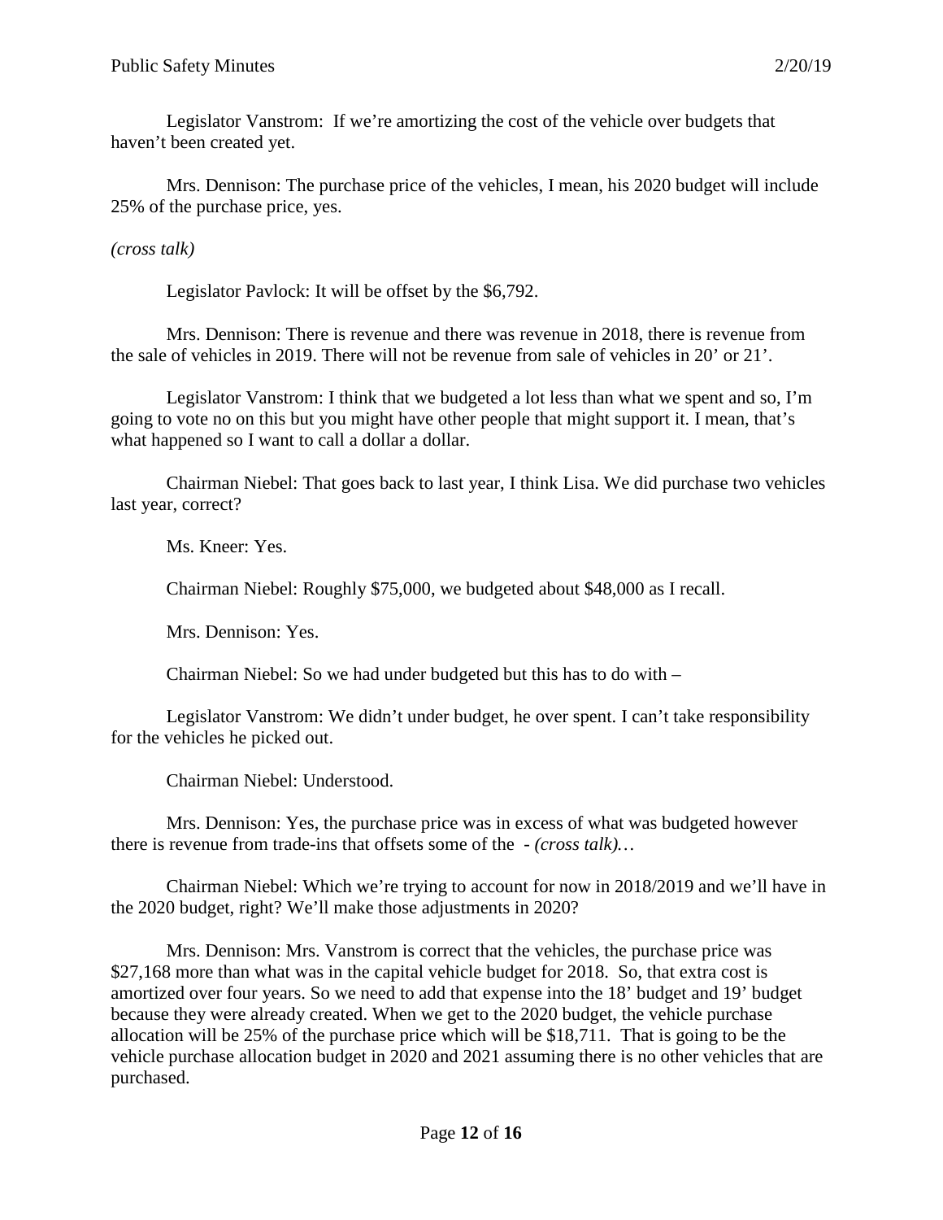Legislator Vanstrom: If we're amortizing the cost of the vehicle over budgets that haven't been created yet.

Mrs. Dennison: The purchase price of the vehicles, I mean, his 2020 budget will include 25% of the purchase price, yes.

*(cross talk)*

Legislator Pavlock: It will be offset by the $6,792.

Mrs. Dennison: There is revenue and there was revenue in 2018, there is revenue from the sale of vehicles in 2019. There will not be revenue from sale of vehicles in 20' or 21'.

Legislator Vanstrom: I think that we budgeted a lot less than what we spent and so, I'm going to vote no on this but you might have other people that might support it. I mean, that's what happened so I want to call a dollar a dollar.

Chairman Niebel: That goes back to last year, I think Lisa. We did purchase two vehicles last year, correct?

Ms. Kneer: Yes.

Chairman Niebel: Roughly $75,000, we budgeted about $48,000 as I recall.

Mrs. Dennison: Yes.

Chairman Niebel: So we had under budgeted but this has to do with –

Legislator Vanstrom: We didn't under budget, he over spent. I can't take responsibility for the vehicles he picked out.

Chairman Niebel: Understood.

Mrs. Dennison: Yes, the purchase price was in excess of what was budgeted however there is revenue from trade-ins that offsets some of the - *(cross talk)…*

Chairman Niebel: Which we're trying to account for now in 2018/2019 and we'll have in the 2020 budget, right? We'll make those adjustments in 2020?

Mrs. Dennison: Mrs. Vanstrom is correct that the vehicles, the purchase price was $27,168 more than what was in the capital vehicle budget for 2018. So, that extra cost is amortized over four years. So we need to add that expense into the 18' budget and 19' budget because they were already created. When we get to the 2020 budget, the vehicle purchase allocation will be 25% of the purchase price which will be $18,711. That is going to be the vehicle purchase allocation budget in 2020 and 2021 assuming there is no other vehicles that are purchased.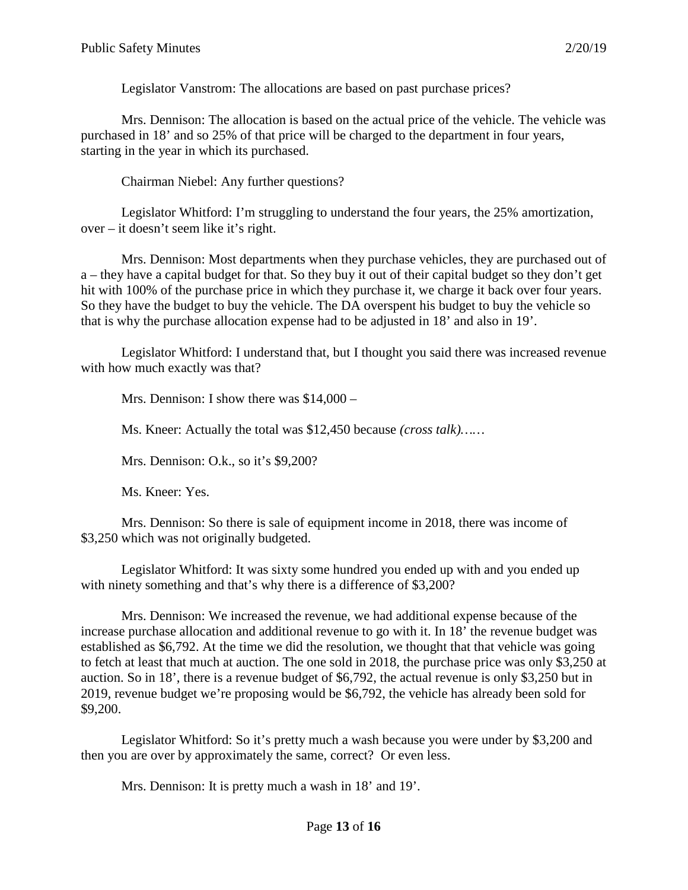Legislator Vanstrom: The allocations are based on past purchase prices?

Mrs. Dennison: The allocation is based on the actual price of the vehicle. The vehicle was purchased in 18' and so 25% of that price will be charged to the department in four years, starting in the year in which its purchased.

Chairman Niebel: Any further questions?

Legislator Whitford: I'm struggling to understand the four years, the 25% amortization, over – it doesn't seem like it's right.

Mrs. Dennison: Most departments when they purchase vehicles, they are purchased out of a – they have a capital budget for that. So they buy it out of their capital budget so they don't get hit with 100% of the purchase price in which they purchase it, we charge it back over four years. So they have the budget to buy the vehicle. The DA overspent his budget to buy the vehicle so that is why the purchase allocation expense had to be adjusted in 18' and also in 19'.

Legislator Whitford: I understand that, but I thought you said there was increased revenue with how much exactly was that?

Mrs. Dennison: I show there was $14,000 –

Ms. Kneer: Actually the total was $12,450 because *(cross talk)……*

Mrs. Dennison: O.k., so it's $9,200?

Ms. Kneer: Yes.

Mrs. Dennison: So there is sale of equipment income in 2018, there was income of $3,250 which was not originally budgeted.

Legislator Whitford: It was sixty some hundred you ended up with and you ended up with ninety something and that's why there is a difference of $3,200?

Mrs. Dennison: We increased the revenue, we had additional expense because of the increase purchase allocation and additional revenue to go with it. In 18' the revenue budget was established as $6,792. At the time we did the resolution, we thought that that vehicle was going to fetch at least that much at auction. The one sold in 2018, the purchase price was only $3,250 at auction. So in 18', there is a revenue budget of $6,792, the actual revenue is only $3,250 but in 2019, revenue budget we're proposing would be $6,792, the vehicle has already been sold for $9,200.

Legislator Whitford: So it's pretty much a wash because you were under by $3,200 and then you are over by approximately the same, correct? Or even less.

Mrs. Dennison: It is pretty much a wash in 18' and 19'.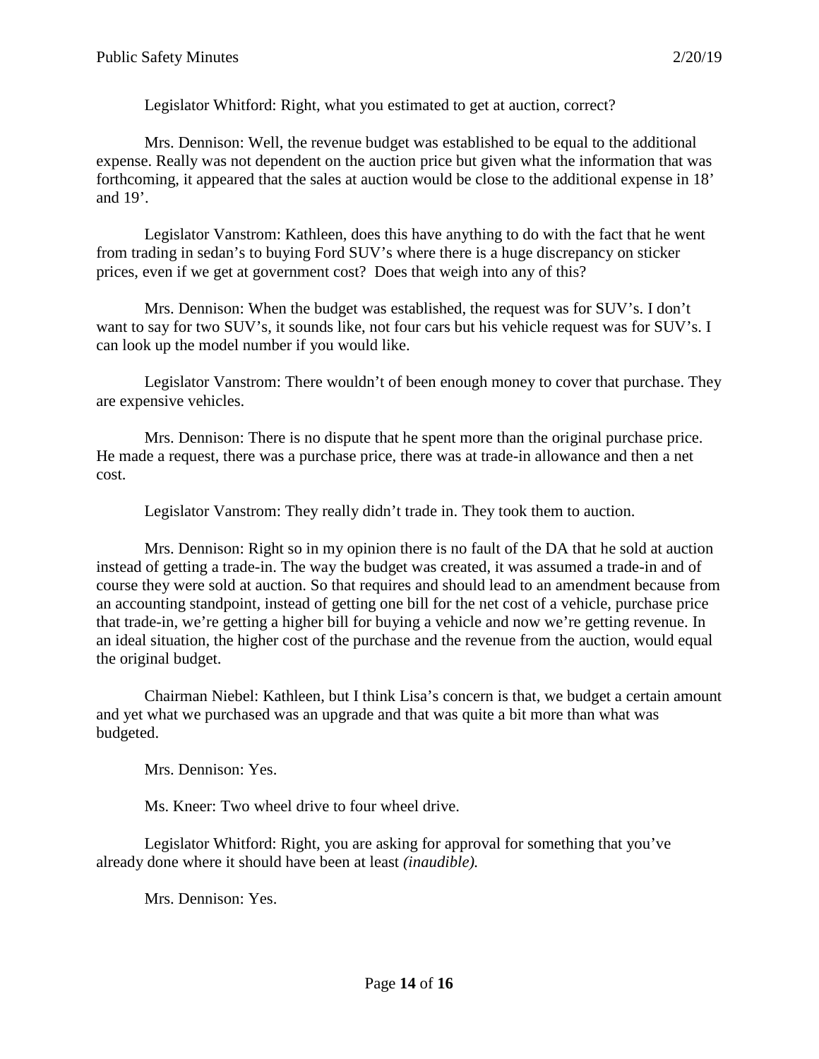Legislator Whitford: Right, what you estimated to get at auction, correct?

Mrs. Dennison: Well, the revenue budget was established to be equal to the additional expense. Really was not dependent on the auction price but given what the information that was forthcoming, it appeared that the sales at auction would be close to the additional expense in 18' and 19'.

Legislator Vanstrom: Kathleen, does this have anything to do with the fact that he went from trading in sedan's to buying Ford SUV's where there is a huge discrepancy on sticker prices, even if we get at government cost? Does that weigh into any of this?

Mrs. Dennison: When the budget was established, the request was for SUV's. I don't want to say for two SUV's, it sounds like, not four cars but his vehicle request was for SUV's. I can look up the model number if you would like.

Legislator Vanstrom: There wouldn't of been enough money to cover that purchase. They are expensive vehicles.

Mrs. Dennison: There is no dispute that he spent more than the original purchase price. He made a request, there was a purchase price, there was at trade-in allowance and then a net cost.

Legislator Vanstrom: They really didn't trade in. They took them to auction.

Mrs. Dennison: Right so in my opinion there is no fault of the DA that he sold at auction instead of getting a trade-in. The way the budget was created, it was assumed a trade-in and of course they were sold at auction. So that requires and should lead to an amendment because from an accounting standpoint, instead of getting one bill for the net cost of a vehicle, purchase price that trade-in, we're getting a higher bill for buying a vehicle and now we're getting revenue. In an ideal situation, the higher cost of the purchase and the revenue from the auction, would equal the original budget.

Chairman Niebel: Kathleen, but I think Lisa's concern is that, we budget a certain amount and yet what we purchased was an upgrade and that was quite a bit more than what was budgeted.

Mrs. Dennison: Yes.

Ms. Kneer: Two wheel drive to four wheel drive.

Legislator Whitford: Right, you are asking for approval for something that you've already done where it should have been at least *(inaudible).*

Mrs. Dennison: Yes.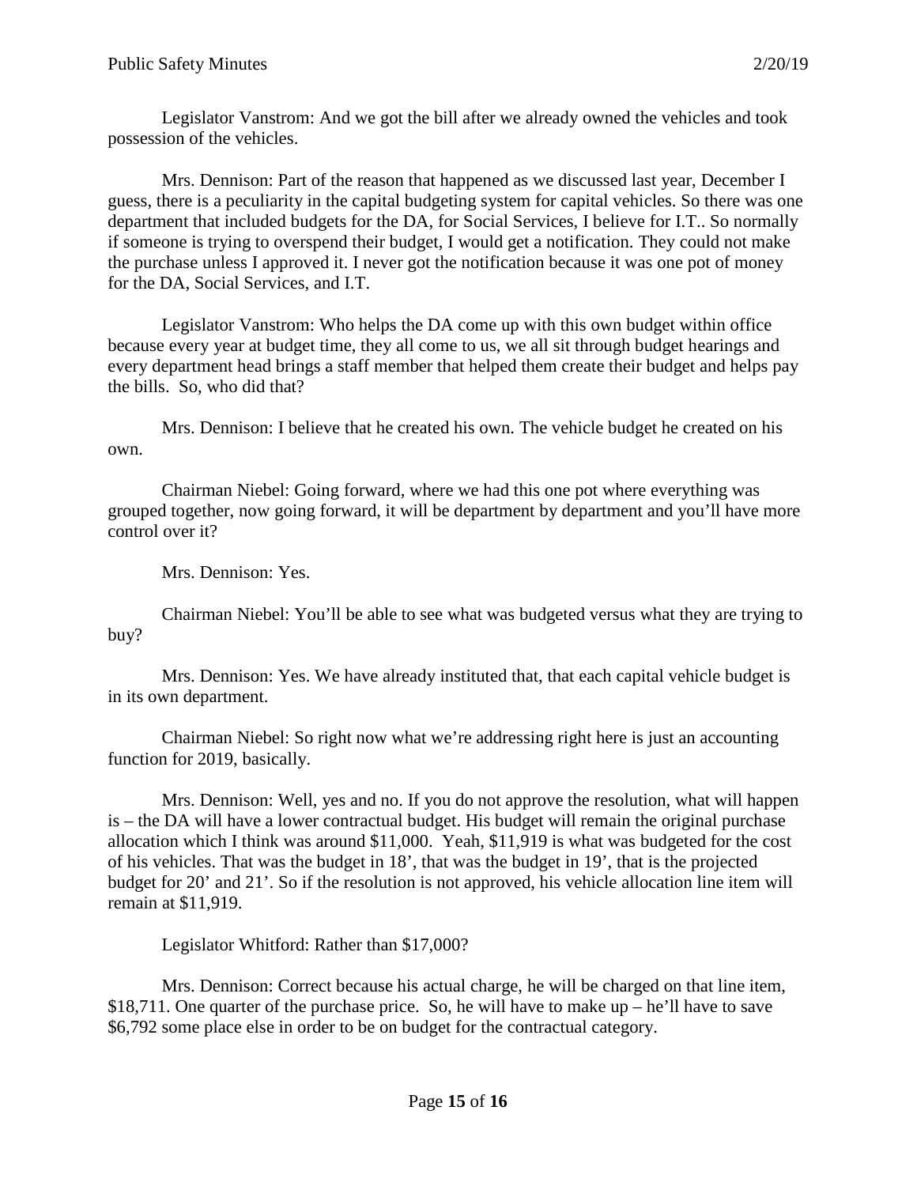Legislator Vanstrom: And we got the bill after we already owned the vehicles and took possession of the vehicles.

Mrs. Dennison: Part of the reason that happened as we discussed last year, December I guess, there is a peculiarity in the capital budgeting system for capital vehicles. So there was one department that included budgets for the DA, for Social Services, I believe for I.T.. So normally if someone is trying to overspend their budget, I would get a notification. They could not make the purchase unless I approved it. I never got the notification because it was one pot of money for the DA, Social Services, and I.T.

Legislator Vanstrom: Who helps the DA come up with this own budget within office because every year at budget time, they all come to us, we all sit through budget hearings and every department head brings a staff member that helped them create their budget and helps pay the bills. So, who did that?

Mrs. Dennison: I believe that he created his own. The vehicle budget he created on his own.

Chairman Niebel: Going forward, where we had this one pot where everything was grouped together, now going forward, it will be department by department and you'll have more control over it?

Mrs. Dennison: Yes.

Chairman Niebel: You'll be able to see what was budgeted versus what they are trying to buy?

Mrs. Dennison: Yes. We have already instituted that, that each capital vehicle budget is in its own department.

Chairman Niebel: So right now what we're addressing right here is just an accounting function for 2019, basically.

Mrs. Dennison: Well, yes and no. If you do not approve the resolution, what will happen is – the DA will have a lower contractual budget. His budget will remain the original purchase allocation which I think was around $11,000. Yeah, $11,919 is what was budgeted for the cost of his vehicles. That was the budget in 18', that was the budget in 19', that is the projected budget for 20' and 21'. So if the resolution is not approved, his vehicle allocation line item will remain at $11,919.

Legislator Whitford: Rather than $17,000?

Mrs. Dennison: Correct because his actual charge, he will be charged on that line item, $18,711. One quarter of the purchase price. So, he will have to make up – he'll have to save $6,792 some place else in order to be on budget for the contractual category.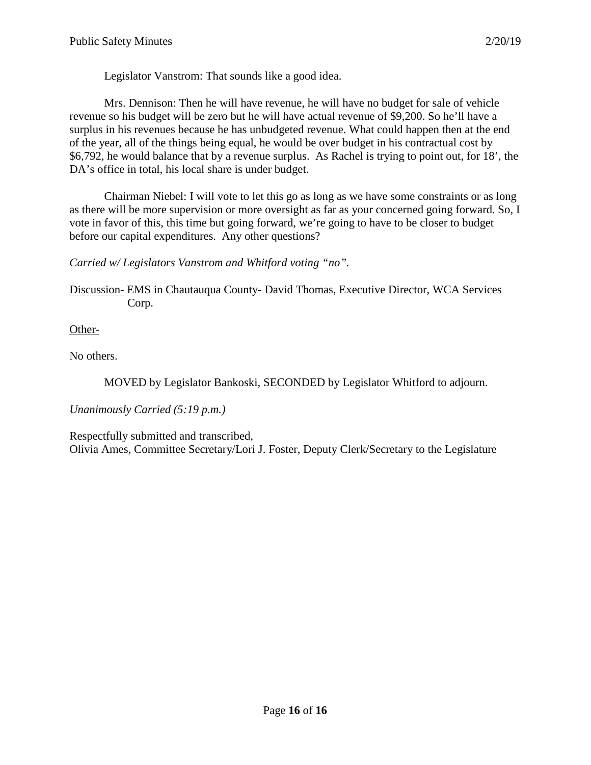Legislator Vanstrom: That sounds like a good idea.

Mrs. Dennison: Then he will have revenue, he will have no budget for sale of vehicle revenue so his budget will be zero but he will have actual revenue of $9,200. So he'll have a surplus in his revenues because he has unbudgeted revenue. What could happen then at the end of the year, all of the things being equal, he would be over budget in his contractual cost by $6,792, he would balance that by a revenue surplus. As Rachel is trying to point out, for 18', the DA's office in total, his local share is under budget.

Chairman Niebel: I will vote to let this go as long as we have some constraints or as long as there will be more supervision or more oversight as far as your concerned going forward. So, I vote in favor of this, this time but going forward, we're going to have to be closer to budget before our capital expenditures. Any other questions?

*Carried w/ Legislators Vanstrom and Whitford voting "no".*

<u>Discussion-</u> EMS in Chautauqua County- David Thomas, Executive Director, WCA Services Corp.

<u>Other-</u>

No others.

MOVED by Legislator Bankoski, SECONDED by Legislator Whitford to adjourn.

*Unanimously Carried (5:19 p.m.)*

Respectfully submitted and transcribed,
Olivia Ames, Committee Secretary/Lori J. Foster, Deputy Clerk/Secretary to the Legislature